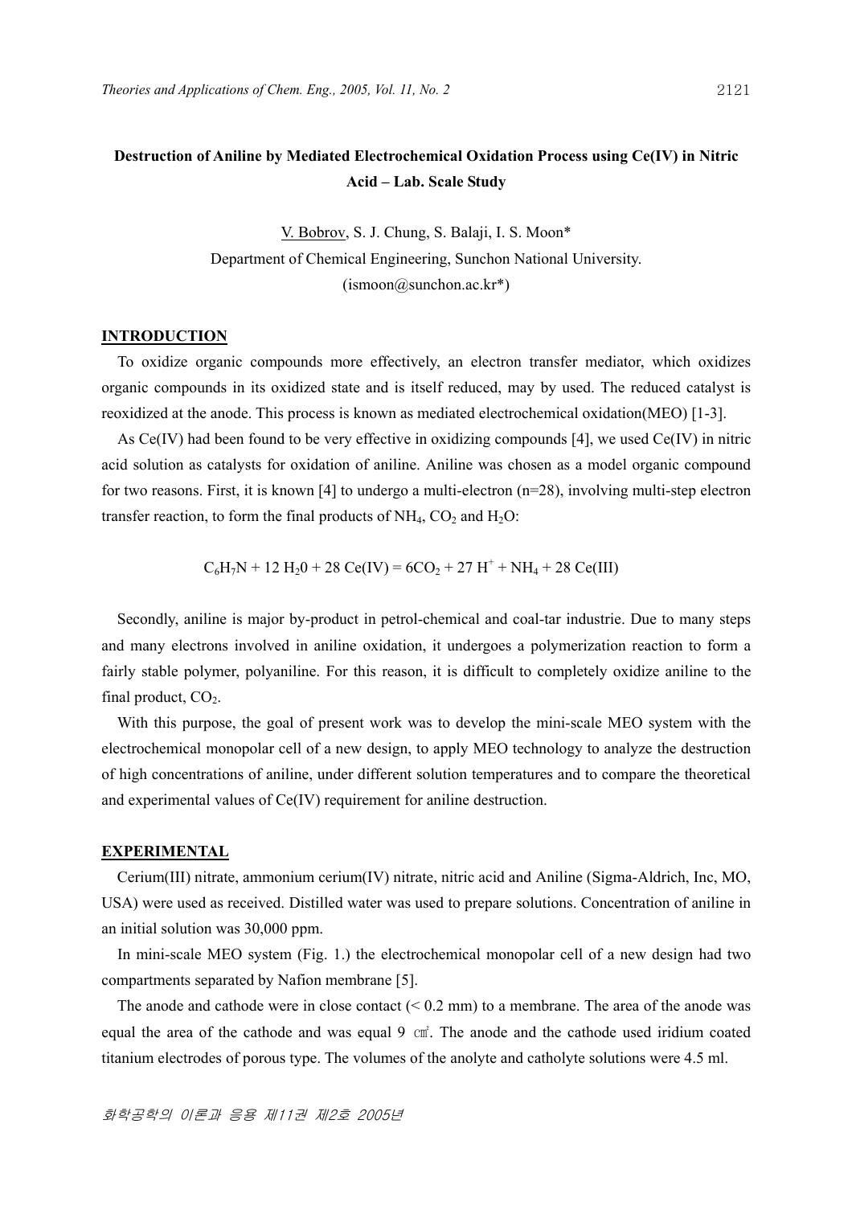# Destruction of Aniline by Mediated Electrochemical Oxidation Process using Ce(IV) in Nitric Acid – Lab. Scale Study

V. Bobrov, S. J. Chung, S. Balaji, I. S. Moon*

Department of Chemical Engineering, Sunchon National University.

(ismoon@sunchon.ac.kr*)

## INTRODUCTION

To oxidize organic compounds more effectively, an electron transfer mediator, which oxidizes organic compounds in its oxidized state and is itself reduced, may by used. The reduced catalyst is reoxidized at the anode. This process is known as mediated electrochemical oxidation(MEO) [1-3].

As Ce(IV) had been found to be very effective in oxidizing compounds [4], we used Ce(IV) in nitric acid solution as catalysts for oxidation of aniline. Aniline was chosen as a model organic compound for two reasons. First, it is known [4] to undergo a multi-electron (n=28), involving multi-step electron transfer reaction, to form the final products of $NH_4$, $CO_2$ and $H_2O$:

$$C_6H_7N + 12\ H_20 + 28\ Ce(IV) = 6CO_2 + 27\ H^+ + NH_4 + 28\ Ce(III)$$

Secondly, aniline is major by-product in petrol-chemical and coal-tar industrie. Due to many steps and many electrons involved in aniline oxidation, it undergoes a polymerization reaction to form a fairly stable polymer, polyaniline. For this reason, it is difficult to completely oxidize aniline to the final product, $CO_2$.

With this purpose, the goal of present work was to develop the mini-scale MEO system with the electrochemical monopolar cell of a new design, to apply MEO technology to analyze the destruction of high concentrations of aniline, under different solution temperatures and to compare the theoretical and experimental values of Ce(IV) requirement for aniline destruction.

## EXPERIMENTAL

Cerium(III) nitrate, ammonium cerium(IV) nitrate, nitric acid and Aniline (Sigma-Aldrich, Inc, MO, USA) were used as received. Distilled water was used to prepare solutions. Concentration of aniline in an initial solution was 30,000 ppm.

In mini-scale MEO system (Fig. 1.) the electrochemical monopolar cell of a new design had two compartments separated by Nafion membrane [5].

The anode and cathode were in close contact (< 0.2 mm) to a membrane. The area of the anode was equal the area of the cathode and was equal 9 ㎠. The anode and the cathode used iridium coated titanium electrodes of porous type. The volumes of the anolyte and catholyte solutions were 4.5 ml.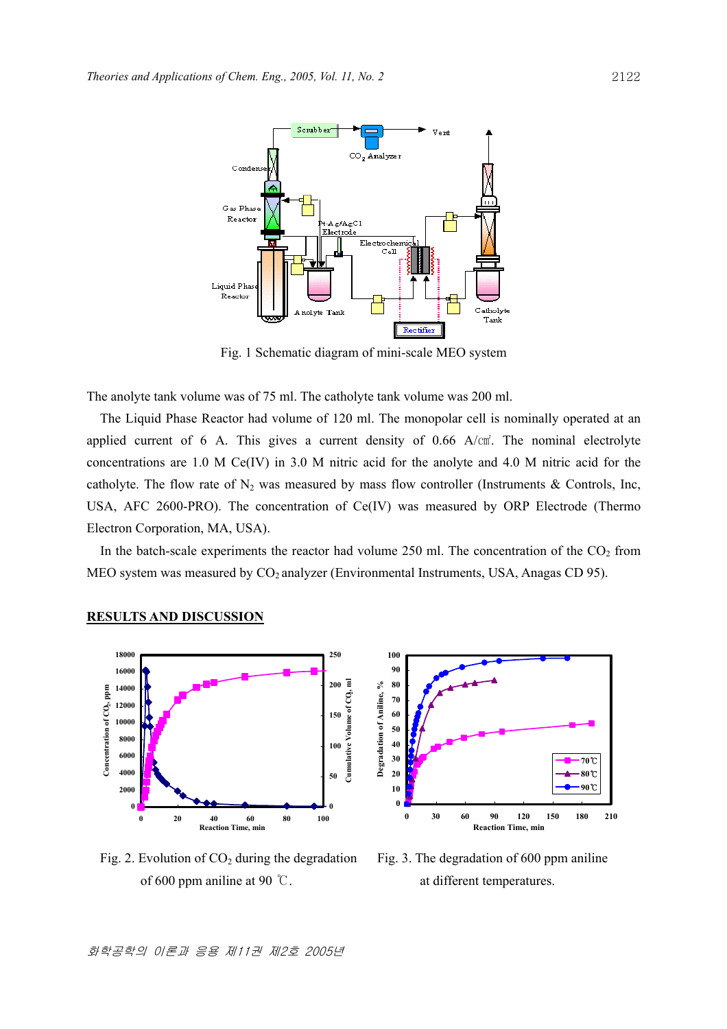Fig. 1 Schematic diagram of mini-scale MEO system

The anolyte tank volume was of 75 ml. The catholyte tank volume was 200 ml.

The Liquid Phase Reactor had volume of 120 ml. The monopolar cell is nominally operated at an applied current of 6 A. This gives a current density of 0.66 A/㎠. The nominal electrolyte concentrations are 1.0 M Ce(IV) in 3.0 M nitric acid for the anolyte and 4.0 M nitric acid for the catholyte. The flow rate of $N_2$ was measured by mass flow controller (Instruments & Controls, Inc, USA, AFC 2600-PRO). The concentration of Ce(IV) was measured by ORP Electrode (Thermo Electron Corporation, MA, USA).

In the batch-scale experiments the reactor had volume 250 ml. The concentration of the $CO_2$ from MEO system was measured by $CO_2$ analyzer (Environmental Instruments, USA, Anagas CD 95).

## RESULTS AND DISCUSSION

Fig. 2. Evolution of $CO_2$ during the degradation of 600 ppm aniline at 90 ℃.

Fig. 3. The degradation of 600 ppm aniline at different temperatures.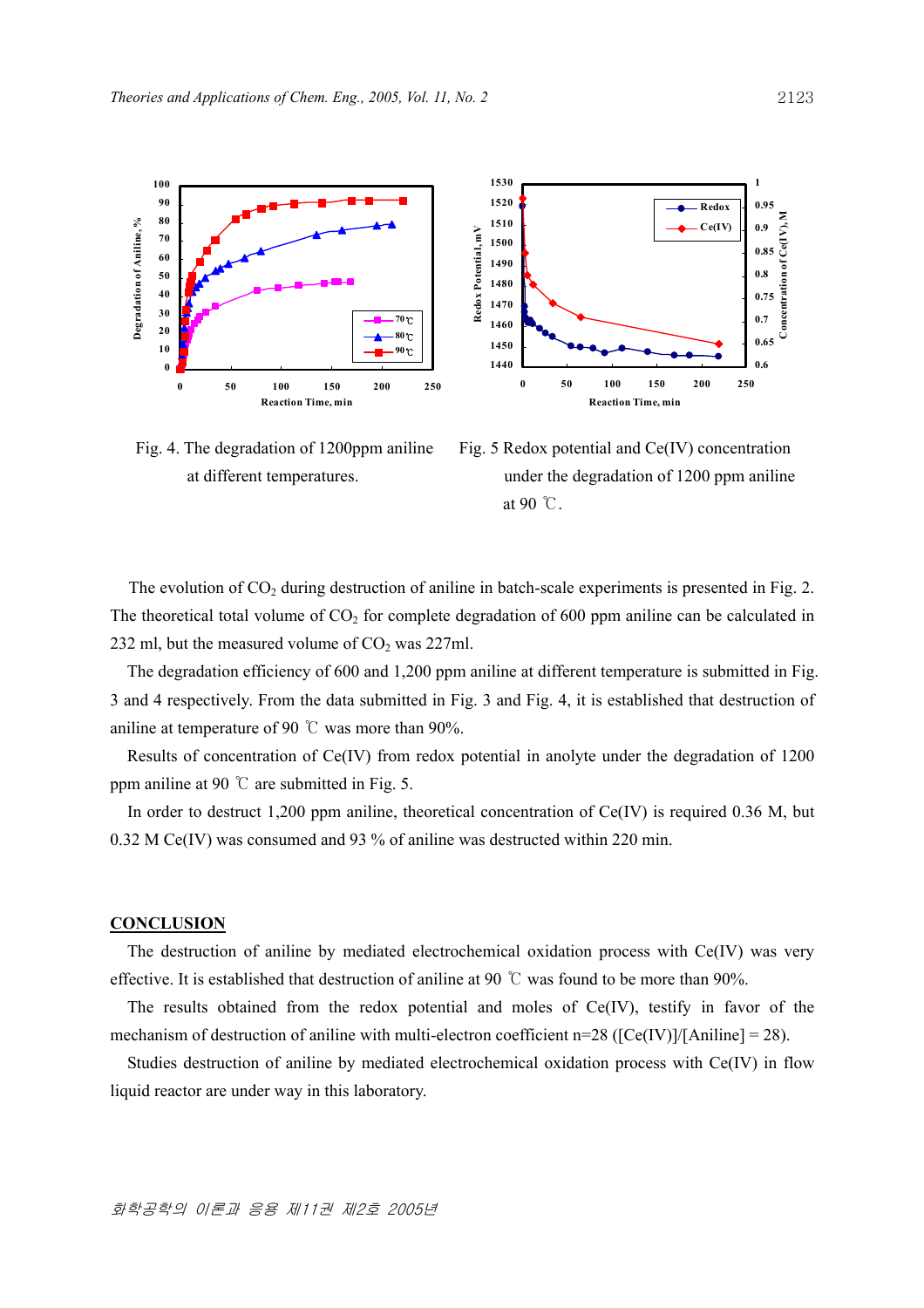Fig. 4. The degradation of 1200ppm aniline at different temperatures.

Fig. 5 Redox potential and Ce(IV) concentration under the degradation of 1200 ppm aniline at 90 ℃.

The evolution of $CO_2$ during destruction of aniline in batch-scale experiments is presented in Fig. 2. The theoretical total volume of $CO_2$ for complete degradation of 600 ppm aniline can be calculated in 232 ml, but the measured volume of $CO_2$ was 227ml.

The degradation efficiency of 600 and 1,200 ppm aniline at different temperature is submitted in Fig. 3 and 4 respectively. From the data submitted in Fig. 3 and Fig. 4, it is established that destruction of aniline at temperature of 90 ℃ was more than 90%.

Results of concentration of Ce(IV) from redox potential in anolyte under the degradation of 1200 ppm aniline at 90 ℃ are submitted in Fig. 5.

In order to destruct 1,200 ppm aniline, theoretical concentration of Ce(IV) is required 0.36 M, but 0.32 M Ce(IV) was consumed and 93 % of aniline was destructed within 220 min.

## CONCLUSION

The destruction of aniline by mediated electrochemical oxidation process with Ce(IV) was very effective. It is established that destruction of aniline at 90 ℃ was found to be more than 90%.

The results obtained from the redox potential and moles of Ce(IV), testify in favor of the mechanism of destruction of aniline with multi-electron coefficient n=28 ([Ce(IV)]/[Aniline] = 28).

Studies destruction of aniline by mediated electrochemical oxidation process with Ce(IV) in flow liquid reactor are under way in this laboratory.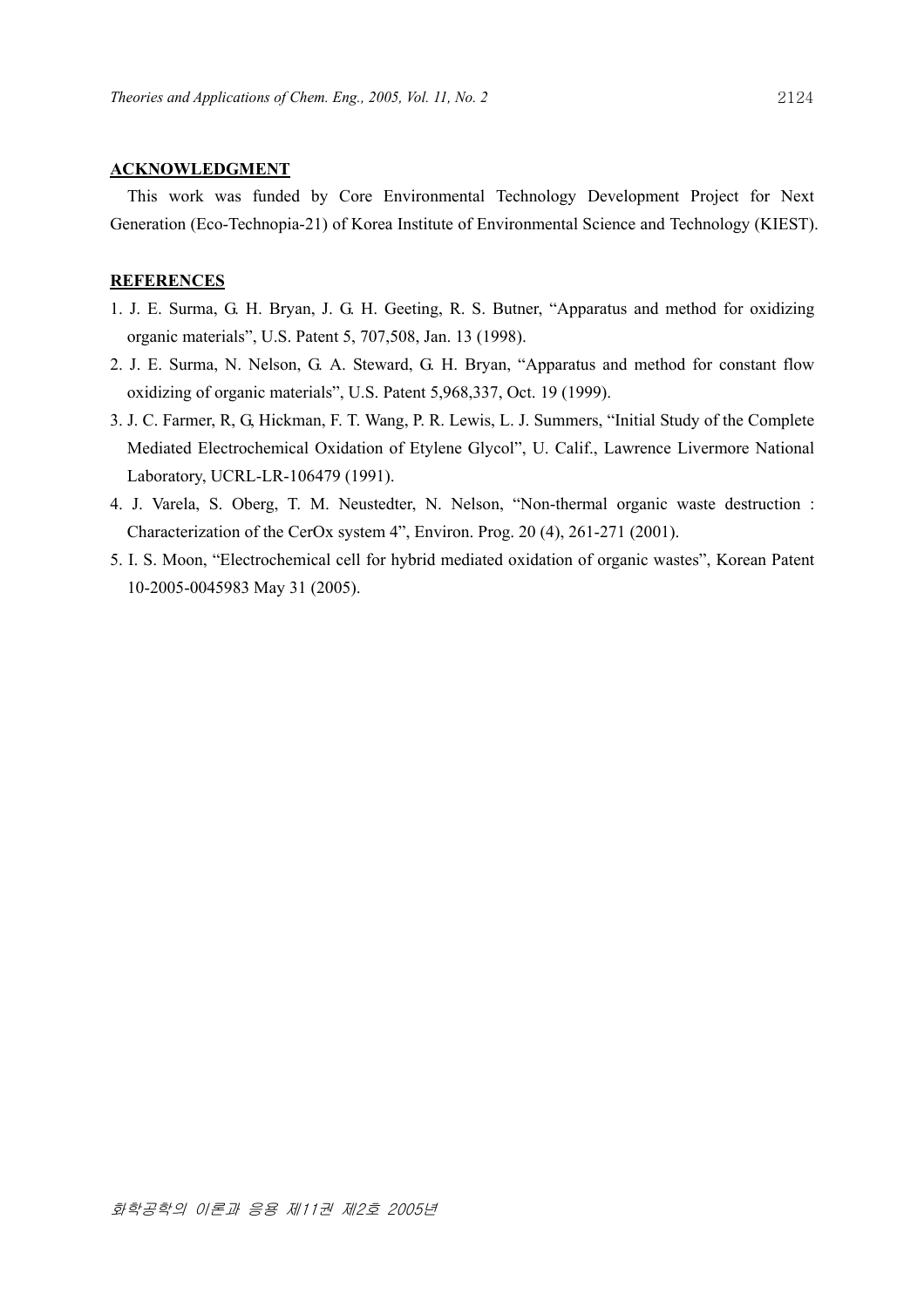## ACKNOWLEDGMENT

This work was funded by Core Environmental Technology Development Project for Next Generation (Eco-Technopia-21) of Korea Institute of Environmental Science and Technology (KIEST).

## REFERENCES

1. J. E. Surma, G. H. Bryan, J. G. H. Geeting, R. S. Butner, "Apparatus and method for oxidizing organic materials", U.S. Patent 5, 707,508, Jan. 13 (1998).
2. J. E. Surma, N. Nelson, G. A. Steward, G. H. Bryan, "Apparatus and method for constant flow oxidizing of organic materials", U.S. Patent 5,968,337, Oct. 19 (1999).
3. J. C. Farmer, R, G, Hickman, F. T. Wang, P. R. Lewis, L. J. Summers, "Initial Study of the Complete Mediated Electrochemical Oxidation of Etylene Glycol", U. Calif., Lawrence Livermore National Laboratory, UCRL-LR-106479 (1991).
4. J. Varela, S. Oberg, T. M. Neustedter, N. Nelson, "Non-thermal organic waste destruction : Characterization of the CerOx system 4", Environ. Prog. 20 (4), 261-271 (2001).
5. I. S. Moon, "Electrochemical cell for hybrid mediated oxidation of organic wastes", Korean Patent 10-2005-0045983 May 31 (2005).